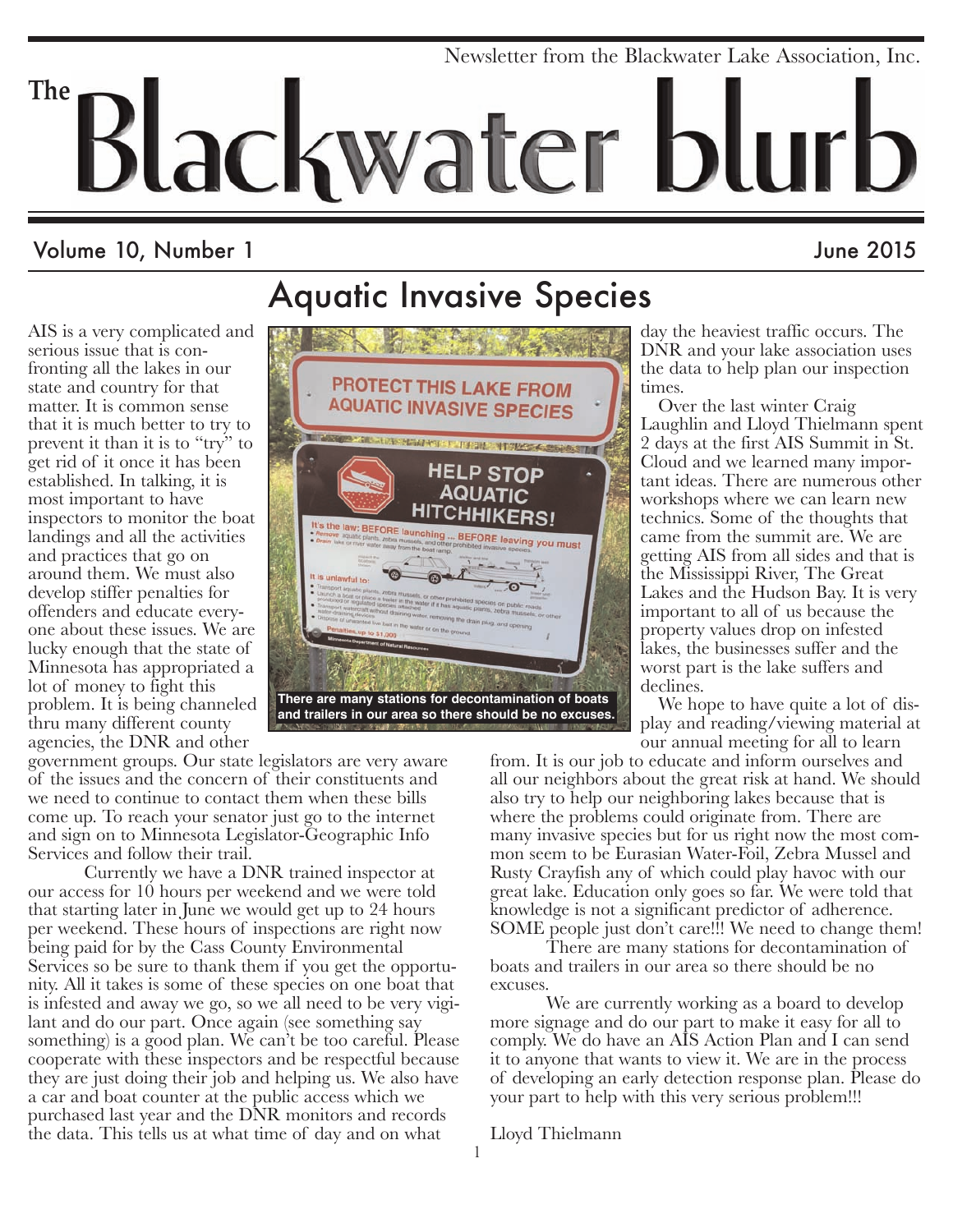Newsletter from the Blackwater Lake Association, Inc.

# The Blackwater blurb

Volume 10, Number 1 June 2015

## Aquatic Invasive Species

AIS is a very complicated and serious issue that is confronting all the lakes in our state and country for that matter. It is common sense that it is much better to try to prevent it than it is to "try" to get rid of it once it has been established. In talking, it is most important to have inspectors to monitor the boat landings and all the activities and practices that go on around them. We must also develop stiffer penalties for offenders and educate everyone about these issues. We are lucky enough that the state of Minnesota has appropriated a lot of money to fight this problem. It is being channeled thru many different county agencies, the DNR and other government groups. Our state legislators are very aware of the issues and the concern of their constituents and we need to continue to contact them when these bills come up. To reach your senator just go to the internet and sign on to Minnesota Legislator-Geographic Info Services and follow their trail.

Currently we have a DNR trained inspector at our access for 10 hours per weekend and we were told that starting later in June we would get up to 24 hours per weekend. These hours of inspections are right now being paid for by the Cass County Environmental Services so be sure to thank them if you get the opportunity. All it takes is some of these species on one boat that is infested and away we go, so we all need to be very vigilant and do our part. Once again (see something say something) is a good plan. We can't be too careful. Please cooperate with these inspectors and be respectful because they are just doing their job and helping us. We also have a car and boat counter at the public access which we purchased last year and the DNR monitors and records the data. This tells us at what time of day and on what day the heaviest traffic occurs. The DNR and your lake association uses the data to help plan our inspection times.

There are many stations for decontamination of boats and trailers in our area so there should be no excuses.

Over the last winter Craig Laughlin and Lloyd Thielmann spent 2 days at the first AIS Summit in St. Cloud and we learned many important ideas. There are numerous other workshops where we can learn new technics. Some of the thoughts that came from the summit are. We are getting AIS from all sides and that is the Mississippi River, The Great Lakes and the Hudson Bay. It is very important to all of us because the property values drop on infested lakes, the businesses suffer and the worst part is the lake suffers and declines.

We hope to have quite a lot of display and reading/viewing material at our annual meeting for all to learn from. It is our job to educate and inform ourselves and all our neighbors about the great risk at hand. We should also try to help our neighboring lakes because that is where the problems could originate from. There are many invasive species but for us right now the most common seem to be Eurasian Water-Foil, Zebra Mussel and Rusty Crayfish any of which could play havoc with our great lake. Education only goes so far. We were told that knowledge is not a significant predictor of adherence. SOME people just don't care!!! We need to change them!

There are many stations for decontamination of boats and trailers in our area so there should be no excuses.

We are currently working as a board to develop more signage and do our part to make it easy for all to comply. We do have an AIS Action Plan and I can send it to anyone that wants to view it. We are in the process of developing an early detection response plan. Please do your part to help with this very serious problem!!!

Lloyd Thielmann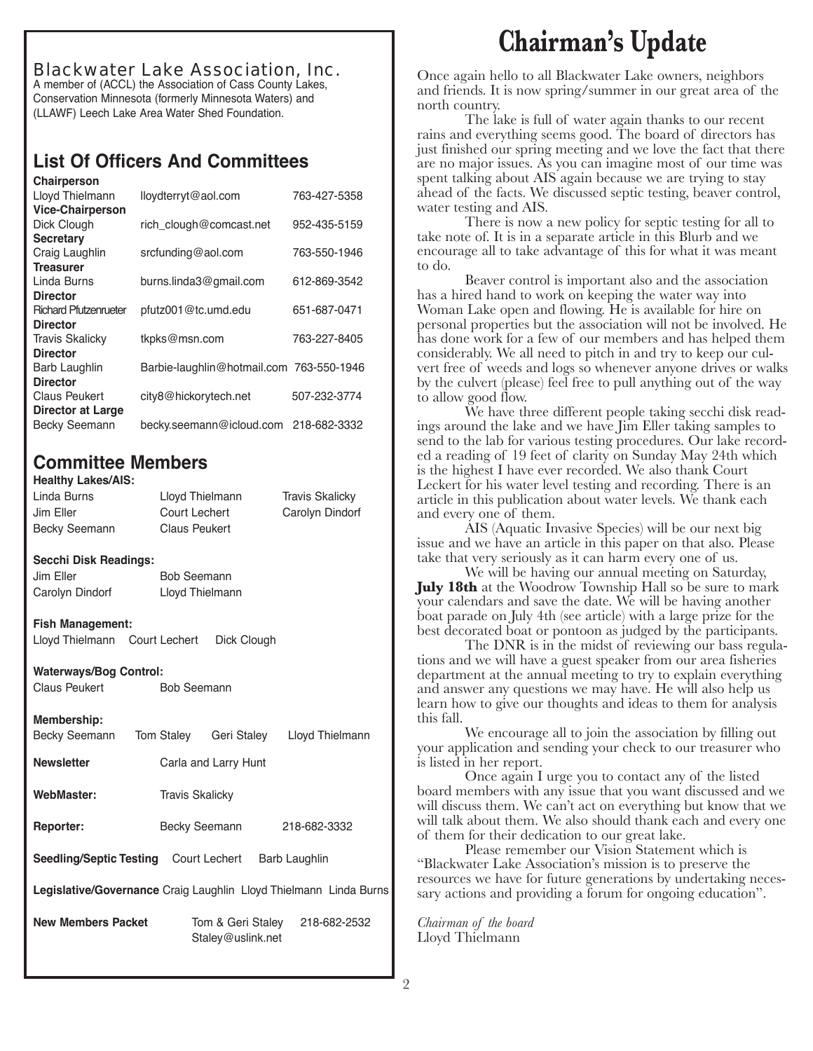## Blackwater Lake Association, Inc.

A member of (ACCL) the Association of Cass County Lakes, Conservation Minnesota (formerly Minnesota Waters) and (LLAWF) Leech Lake Area Water Shed Foundation.

## List Of Officers And Committees

**Chairperson**
Lloyd Thielmann | lloydterryt@aol.com | 763-427-5358

**Vice-Chairperson**
Dick Clough | rich_clough@comcast.net | 952-435-5159

**Secretary**
Craig Laughlin | srcfunding@aol.com | 763-550-1946

**Treasurer**
Linda Burns | burns.linda3@gmail.com | 612-869-3542

**Director**
Richard Pfutzenrueter | pfutz001@tc.umd.edu | 651-687-0471

**Director**
Travis Skalicky | tkpks@msn.com | 763-227-8405

**Director**
Barb Laughlin | Barbie-laughlin@hotmail.com | 763-550-1946

**Director**
Claus Peukert | city8@hickorytech.net | 507-232-3774

**Director at Large**
Becky Seemann | becky.seemann@icloud.com | 218-682-3332

## Committee Members

**Healthy Lakes/AIS:**
Linda Burns, Lloyd Thielmann, Travis Skalicky, Jim Eller, Court Lechert, Carolyn Dindorf, Becky Seemann, Claus Peukert

**Secchi Disk Readings:**
Jim Eller, Bob Seemann, Carolyn Dindorf, Lloyd Thielmann

**Fish Management:**
Lloyd Thielmann, Court Lechert, Dick Clough

**Waterways/Bog Control:**
Claus Peukert, Bob Seemann

**Membership:**
Becky Seemann, Tom Staley, Geri Staley, Lloyd Thielmann

**Newsletter** Carla and Larry Hunt

**WebMaster:** Travis Skalicky

**Reporter:** Becky Seemann 218-682-3332

**Seedling/Septic Testing** Court Lechert, Barb Laughlin

**Legislative/Governance** Craig Laughlin, Lloyd Thielmann, Linda Burns

**New Members Packet** Tom & Geri Staley 218-682-2532 Staley@uslink.net

# Chairman's Update

Once again hello to all Blackwater Lake owners, neighbors and friends. It is now spring/summer in our great area of the north country.

The lake is full of water again thanks to our recent rains and everything seems good. The board of directors has just finished our spring meeting and we love the fact that there are no major issues. As you can imagine most of our time was spent talking about AIS again because we are trying to stay ahead of the facts. We discussed septic testing, beaver control, water testing and AIS.

There is now a new policy for septic testing for all to take note of. It is in a separate article in this Blurb and we encourage all to take advantage of this for what it was meant to do.

Beaver control is important also and the association has a hired hand to work on keeping the water way into Woman Lake open and flowing. He is available for hire on personal properties but the association will not be involved. He has done work for a few of our members and has helped them considerably. We all need to pitch in and try to keep our culvert free of weeds and logs so whenever anyone drives or walks by the culvert (please) feel free to pull anything out of the way to allow good flow.

We have three different people taking secchi disk readings around the lake and we have Jim Eller taking samples to send to the lab for various testing procedures. Our lake recorded a reading of 19 feet of clarity on Sunday May 24th which is the highest I have ever recorded. We also thank Court Leckert for his water level testing and recording. There is an article in this publication about water levels. We thank each and every one of them.

AIS (Aquatic Invasive Species) will be our next big issue and we have an article in this paper on that also. Please take that very seriously as it can harm every one of us.

We will be having our annual meeting on Saturday, **July 18th** at the Woodrow Township Hall so be sure to mark your calendars and save the date. We will be having another boat parade on July 4th (see article) with a large prize for the best decorated boat or pontoon as judged by the participants.

The DNR is in the midst of reviewing our bass regulations and we will have a guest speaker from our area fisheries department at the annual meeting to try to explain everything and answer any questions we may have. He will also help us learn how to give our thoughts and ideas to them for analysis this fall.

We encourage all to join the association by filling out your application and sending your check to our treasurer who is listed in her report.

Once again I urge you to contact any of the listed board members with any issue that you want discussed and we will discuss them. We can't act on everything but know that we will talk about them. We also should thank each and every one of them for their dedication to our great lake.

Please remember our Vision Statement which is "Blackwater Lake Association's mission is to preserve the resources we have for future generations by undertaking necessary actions and providing a forum for ongoing education".

*Chairman of the board*
Lloyd Thielmann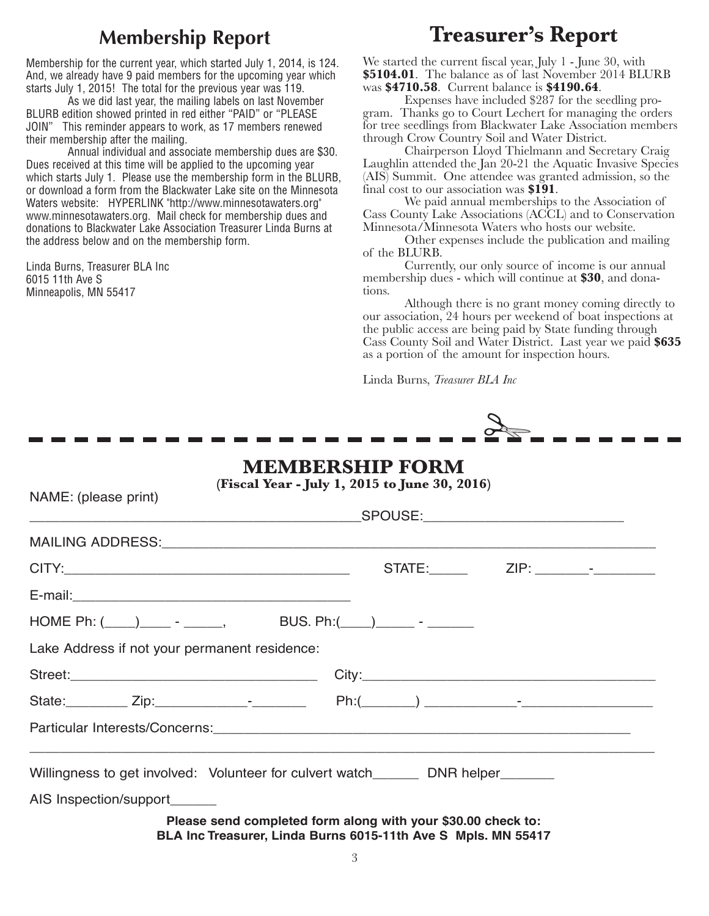## Membership Report

Membership for the current year, which started July 1, 2014, is 124. And, we already have 9 paid members for the upcoming year which starts July 1, 2015! The total for the previous year was 119.

As we did last year, the mailing labels on last November BLURB edition showed printed in red either "PAID" or "PLEASE JOIN" This reminder appears to work, as 17 members renewed their membership after the mailing.

Annual individual and associate membership dues are $30. Dues received at this time will be applied to the upcoming year which starts July 1. Please use the membership form in the BLURB, or download a form from the Blackwater Lake site on the Minnesota Waters website: HYPERLINK "http://www.minnesotawaters.org" www.minnesotawaters.org. Mail check for membership dues and donations to Blackwater Lake Association Treasurer Linda Burns at the address below and on the membership form.

Linda Burns, Treasurer BLA Inc
6015 11th Ave S
Minneapolis, MN 55417

## Treasurer's Report

We started the current fiscal year, July 1 - June 30, with **$5104.01**. The balance as of last November 2014 BLURB was **$4710.58**. Current balance is **$4190.64**.

Expenses have included $287 for the seedling program. Thanks go to Court Lechert for managing the orders for tree seedlings from Blackwater Lake Association members through Crow Country Soil and Water District.

Chairperson Lloyd Thielmann and Secretary Craig Laughlin attended the Jan 20-21 the Aquatic Invasive Species (AIS) Summit. One attendee was granted admission, so the final cost to our association was **$191**.

We paid annual memberships to the Association of Cass County Lake Associations (ACCL) and to Conservation Minnesota/Minnesota Waters who hosts our website.

Other expenses include the publication and mailing of the BLURB.

Currently, our only source of income is our annual membership dues - which will continue at **$30**, and donations.

Although there is no grant money coming directly to our association, 24 hours per weekend of boat inspections at the public access are being paid by State funding through Cass County Soil and Water District. Last year we paid **$635** as a portion of the amount for inspection hours.

Linda Burns, *Treasurer BLA Inc*

---

## MEMBERSHIP FORM

**(Fiscal Year - July 1, 2015 to June 30, 2016)**

NAME: (please print)

_____________________________________________SPOUSE:___________________________

MAILING ADDRESS:______________________________________________________________

CITY:_______________________________________ STATE:_____ ZIP: _______-________

E-mail:______________________________________

HOME Ph: (____)____ - _____, BUS. Ph:(____)_____ - ______

Lake Address if not your permanent residence:

Street:_________________________________ City:________________________________________

State:________ Zip:____________-_______ Ph:(_______) ____________-_________________

Particular Interests/Concerns:_______________________________________________________

_____________________________________________________________________________________

Willingness to get involved: Volunteer for culvert watch______ DNR helper_______

AIS Inspection/support______

**Please send completed form along with your $30.00 check to:**
**BLA Inc Treasurer, Linda Burns 6015-11th Ave S Mpls. MN 55417**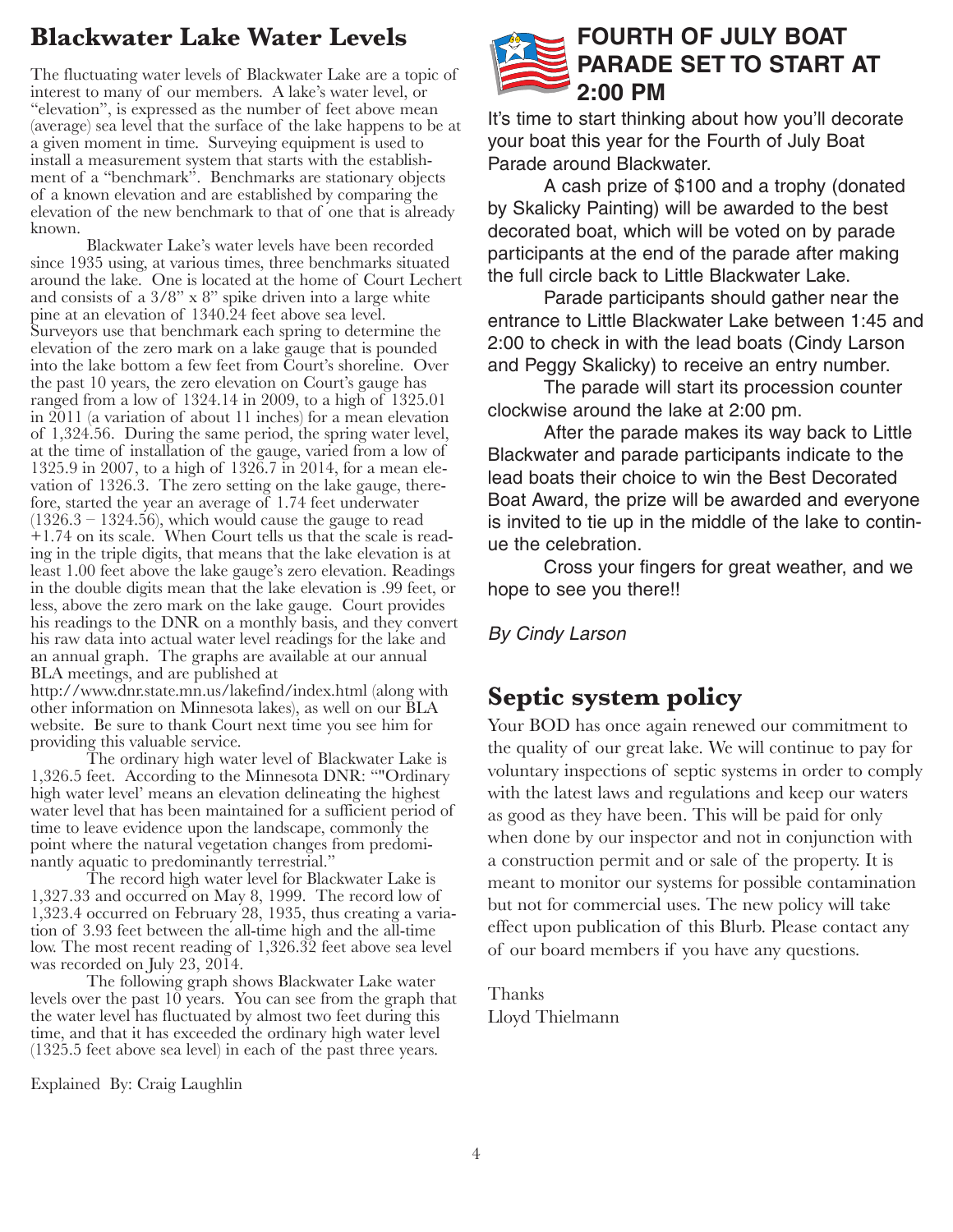## Blackwater Lake Water Levels

The fluctuating water levels of Blackwater Lake are a topic of interest to many of our members. A lake's water level, or "elevation", is expressed as the number of feet above mean (average) sea level that the surface of the lake happens to be at a given moment in time. Surveying equipment is used to install a measurement system that starts with the establishment of a "benchmark". Benchmarks are stationary objects of a known elevation and are established by comparing the elevation of the new benchmark to that of one that is already known.

Blackwater Lake's water levels have been recorded since 1935 using, at various times, three benchmarks situated around the lake. One is located at the home of Court Lechert and consists of a 3/8" x 8" spike driven into a large white pine at an elevation of 1340.24 feet above sea level. Surveyors use that benchmark each spring to determine the elevation of the zero mark on a lake gauge that is pounded into the lake bottom a few feet from Court's shoreline. Over the past 10 years, the zero elevation on Court's gauge has ranged from a low of 1324.14 in 2009, to a high of 1325.01 in 2011 (a variation of about 11 inches) for a mean elevation of 1,324.56. During the same period, the spring water level, at the time of installation of the gauge, varied from a low of 1325.9 in 2007, to a high of 1326.7 in 2014, for a mean elevation of 1326.3. The zero setting on the lake gauge, therefore, started the year an average of 1.74 feet underwater (1326.3 – 1324.56), which would cause the gauge to read +1.74 on its scale. When Court tells us that the scale is reading in the triple digits, that means that the lake elevation is at least 1.00 feet above the lake gauge's zero elevation. Readings in the double digits mean that the lake elevation is .99 feet, or less, above the zero mark on the lake gauge. Court provides his readings to the DNR on a monthly basis, and they convert his raw data into actual water level readings for the lake and an annual graph. The graphs are available at our annual BLA meetings, and are published at http://www.dnr.state.mn.us/lakefind/index.html (along with other information on Minnesota lakes), as well on our BLA website. Be sure to thank Court next time you see him for providing this valuable service.

The ordinary high water level of Blackwater Lake is 1,326.5 feet. According to the Minnesota DNR: ""Ordinary high water level' means an elevation delineating the highest water level that has been maintained for a sufficient period of time to leave evidence upon the landscape, commonly the point where the natural vegetation changes from predominantly aquatic to predominantly terrestrial."

The record high water level for Blackwater Lake is 1,327.33 and occurred on May 8, 1999. The record low of 1,323.4 occurred on February 28, 1935, thus creating a variation of 3.93 feet between the all-time high and the all-time low. The most recent reading of 1,326.32 feet above sea level was recorded on July 23, 2014.

The following graph shows Blackwater Lake water levels over the past 10 years. You can see from the graph that the water level has fluctuated by almost two feet during this time, and that it has exceeded the ordinary high water level (1325.5 feet above sea level) in each of the past three years.

Explained By: Craig Laughlin

## FOURTH OF JULY BOAT PARADE SET TO START AT 2:00 PM

It's time to start thinking about how you'll decorate your boat this year for the Fourth of July Boat Parade around Blackwater.

A cash prize of $100 and a trophy (donated by Skalicky Painting) will be awarded to the best decorated boat, which will be voted on by parade participants at the end of the parade after making the full circle back to Little Blackwater Lake.

Parade participants should gather near the entrance to Little Blackwater Lake between 1:45 and 2:00 to check in with the lead boats (Cindy Larson and Peggy Skalicky) to receive an entry number.

The parade will start its procession counter clockwise around the lake at 2:00 pm.

After the parade makes its way back to Little Blackwater and parade participants indicate to the lead boats their choice to win the Best Decorated Boat Award, the prize will be awarded and everyone is invited to tie up in the middle of the lake to continue the celebration.

Cross your fingers for great weather, and we hope to see you there!!

*By Cindy Larson*

## Septic system policy

Your BOD has once again renewed our commitment to the quality of our great lake. We will continue to pay for voluntary inspections of septic systems in order to comply with the latest laws and regulations and keep our waters as good as they have been. This will be paid for only when done by our inspector and not in conjunction with a construction permit and or sale of the property. It is meant to monitor our systems for possible contamination but not for commercial uses. The new policy will take effect upon publication of this Blurb. Please contact any of our board members if you have any questions.

Thanks
Lloyd Thielmann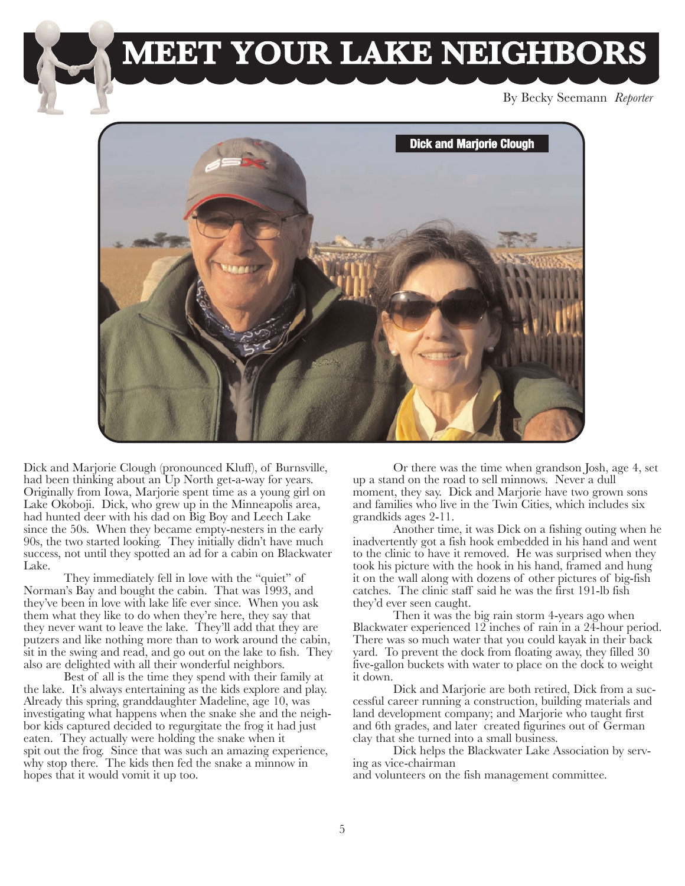# MEET YOUR LAKE NEIGHBORS

By Becky Seemann *Reporter*

**Dick and Marjorie Clough**

Dick and Marjorie Clough (pronounced Kluff), of Burnsville, had been thinking about an Up North get-a-way for years. Originally from Iowa, Marjorie spent time as a young girl on Lake Okoboji. Dick, who grew up in the Minneapolis area, had hunted deer with his dad on Big Boy and Leech Lake since the 50s. When they became empty-nesters in the early 90s, the two started looking. They initially didn't have much success, not until they spotted an ad for a cabin on Blackwater Lake.

They immediately fell in love with the "quiet" of Norman's Bay and bought the cabin. That was 1993, and they've been in love with lake life ever since. When you ask them what they like to do when they're here, they say that they never want to leave the lake. They'll add that they are putzers and like nothing more than to work around the cabin, sit in the swing and read, and go out on the lake to fish. They also are delighted with all their wonderful neighbors.

Best of all is the time they spend with their family at the lake. It's always entertaining as the kids explore and play. Already this spring, granddaughter Madeline, age 10, was investigating what happens when the snake she and the neighbor kids captured decided to regurgitate the frog it had just eaten. They actually were holding the snake when it spit out the frog. Since that was such an amazing experience, why stop there. The kids then fed the snake a minnow in hopes that it would vomit it up too.

Or there was the time when grandson Josh, age 4, set up a stand on the road to sell minnows. Never a dull moment, they say. Dick and Marjorie have two grown sons and families who live in the Twin Cities, which includes six grandkids ages 2-11.

Another time, it was Dick on a fishing outing when he inadvertently got a fish hook embedded in his hand and went to the clinic to have it removed. He was surprised when they took his picture with the hook in his hand, framed and hung it on the wall along with dozens of other pictures of big-fish catches. The clinic staff said he was the first 191-lb fish they'd ever seen caught.

Then it was the big rain storm 4-years ago when Blackwater experienced 12 inches of rain in a 24-hour period. There was so much water that you could kayak in their back yard. To prevent the dock from floating away, they filled 30 five-gallon buckets with water to place on the dock to weight it down.

Dick and Marjorie are both retired, Dick from a successful career running a construction, building materials and land development company; and Marjorie who taught first and 6th grades, and later created figurines out of German clay that she turned into a small business.

Dick helps the Blackwater Lake Association by serving as vice-chairman and volunteers on the fish management committee.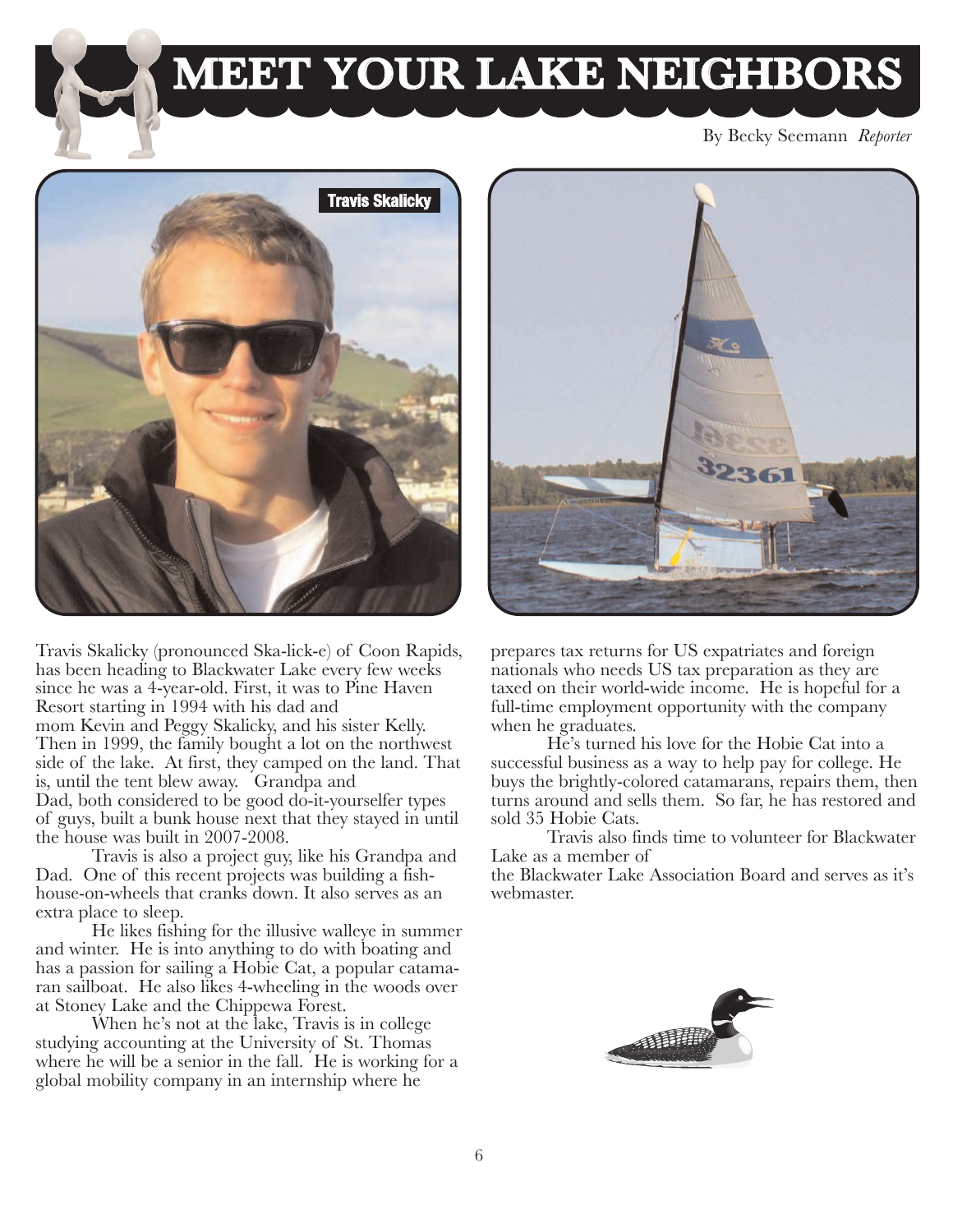# MEET YOUR LAKE NEIGHBORS

By Becky Seemann *Reporter*

Travis Skalicky

Travis Skalicky (pronounced Ska-lick-e) of Coon Rapids, has been heading to Blackwater Lake every few weeks since he was a 4-year-old. First, it was to Pine Haven Resort starting in 1994 with his dad and mom Kevin and Peggy Skalicky, and his sister Kelly. Then in 1999, the family bought a lot on the northwest side of the lake. At first, they camped on the land. That is, until the tent blew away. Grandpa and Dad, both considered to be good do-it-yourselfer types of guys, built a bunk house next that they stayed in until the house was built in 2007-2008.

Travis is also a project guy, like his Grandpa and Dad. One of this recent projects was building a fish-house-on-wheels that cranks down. It also serves as an extra place to sleep.

He likes fishing for the illusive walleye in summer and winter. He is into anything to do with boating and has a passion for sailing a Hobie Cat, a popular catamaran sailboat. He also likes 4-wheeling in the woods over at Stoney Lake and the Chippewa Forest.

When he's not at the lake, Travis is in college studying accounting at the University of St. Thomas where he will be a senior in the fall. He is working for a global mobility company in an internship where he prepares tax returns for US expatriates and foreign nationals who needs US tax preparation as they are taxed on their world-wide income. He is hopeful for a full-time employment opportunity with the company when he graduates.

He's turned his love for the Hobie Cat into a successful business as a way to help pay for college. He buys the brightly-colored catamarans, repairs them, then turns around and sells them. So far, he has restored and sold 35 Hobie Cats.

Travis also finds time to volunteer for Blackwater Lake as a member of the Blackwater Lake Association Board and serves as it's webmaster.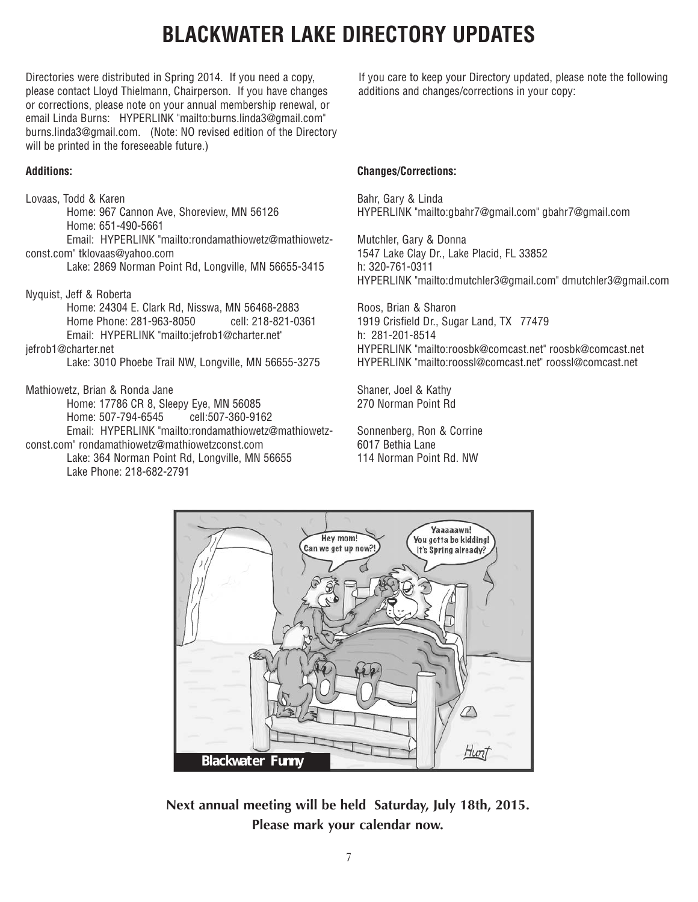# BLACKWATER LAKE DIRECTORY UPDATES

Directories were distributed in Spring 2014. If you need a copy, please contact Lloyd Thielmann, Chairperson. If you have changes or corrections, please note on your annual membership renewal, or email Linda Burns: HYPERLINK "mailto:burns.linda3@gmail.com" burns.linda3@gmail.com. (Note: NO revised edition of the Directory will be printed in the foreseeable future.)

If you care to keep your Directory updated, please note the following additions and changes/corrections in your copy:

**Additions:**

Lovaas, Todd & Karen
Home: 967 Cannon Ave, Shoreview, MN 56126
Home: 651-490-5661
Email: HYPERLINK "mailto:rondamathiowetz@mathiowetz-const.com" tklovaas@yahoo.com
Lake: 2869 Norman Point Rd, Longville, MN 56655-3415

Nyquist, Jeff & Roberta
Home: 24304 E. Clark Rd, Nisswa, MN 56468-2883
Home Phone: 281-963-8050 cell: 218-821-0361
Email: HYPERLINK "mailto:jefrob1@charter.net" jefrob1@charter.net
Lake: 3010 Phoebe Trail NW, Longville, MN 56655-3275

Mathiowetz, Brian & Ronda Jane
Home: 17786 CR 8, Sleepy Eye, MN 56085
Home: 507-794-6545 cell:507-360-9162
Email: HYPERLINK "mailto:rondamathiowetz@mathiowetz-const.com" rondamathiowetz@mathiowetzconst.com
Lake: 364 Norman Point Rd, Longville, MN 56655
Lake Phone: 218-682-2791

**Changes/Corrections:**

Bahr, Gary & Linda
HYPERLINK "mailto:gbahr7@gmail.com" gbahr7@gmail.com

Mutchler, Gary & Donna
1547 Lake Clay Dr., Lake Placid, FL 33852
h: 320-761-0311
HYPERLINK "mailto:dmutchler3@gmail.com" dmutchler3@gmail.com

Roos, Brian & Sharon
1919 Crisfield Dr., Sugar Land, TX 77479
h: 281-201-8514
HYPERLINK "mailto:roosbk@comcast.net" roosbk@comcast.net
HYPERLINK "mailto:roossl@comcast.net" roossl@comcast.net

Shaner, Joel & Kathy
270 Norman Point Rd

Sonnenberg, Ron & Corrine
6017 Bethia Lane
114 Norman Point Rd. NW

Blackwater Funny

**Next annual meeting will be held Saturday, July 18th, 2015.**
**Please mark your calendar now.**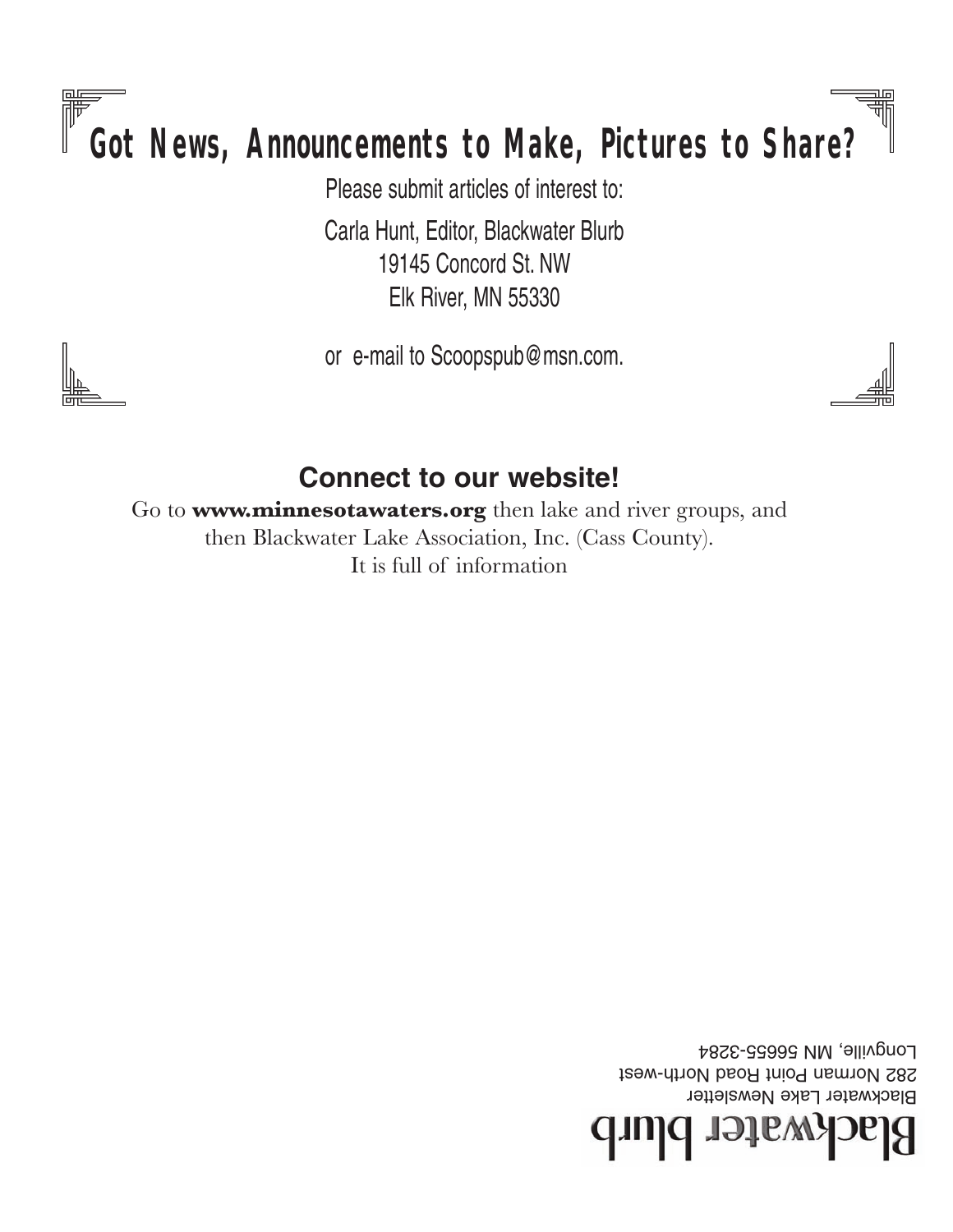## Got News, Announcements to Make, Pictures to Share?

Please submit articles of interest to:

Carla Hunt, Editor, Blackwater Blurb
19145 Concord St. NW
Elk River, MN 55330

or e-mail to Scoopspub@msn.com.

## Connect to our website!

Go to **www.minnesotawaters.org** then lake and river groups, and then Blackwater Lake Association, Inc. (Cass County). It is full of information

Blackwater blurb

Blackwater Lake Newsletter
282 Norman Point Road North-west
Longville, MN 56655-3284